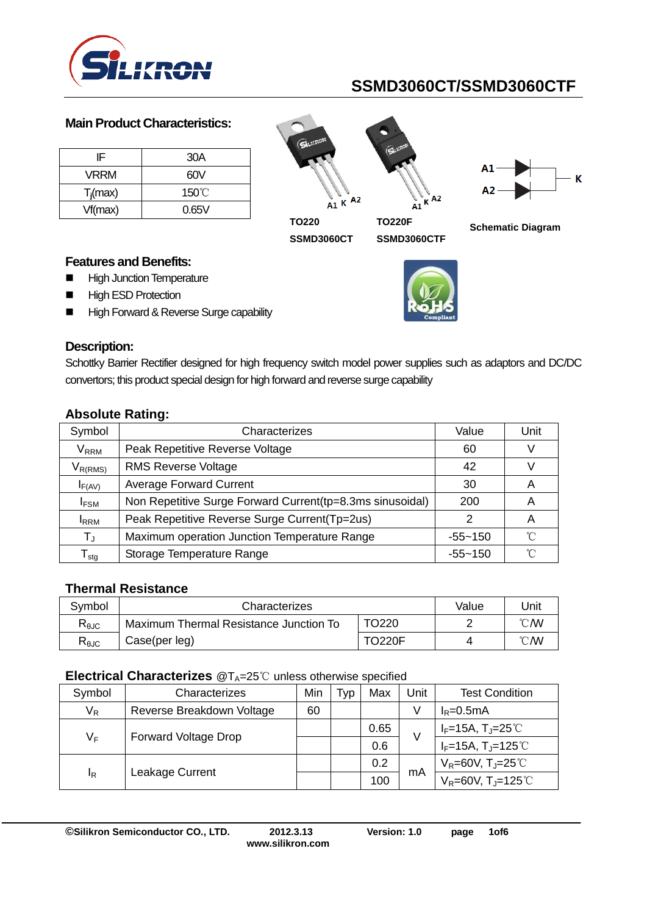# SSMD3060CT/SSMD3060CTF

## Main Product Characteristics:

| | |
|---|---|
| IF | 30A |
| VRRM | 60V |
| $T_j$(max) | 150℃ |
| Vf(max) | 0.65V |

TO220 SSMD3060CT

TO220F SSMD3060CTF

A1 K A2

Schematic Diagram

A1, A2, K

## Features and Benefits:

- High Junction Temperature
- High ESD Protection
- High Forward & Reverse Surge capability

RoHS Compliant

## Description:

Schottky Barrier Rectifier designed for high frequency switch model power supplies such as adaptors and DC/DC convertors; this product special design for high forward and reverse surge capability

## Absolute Rating:

| Symbol | Characterizes | Value | Unit |
|---|---|---|---|
| $V_{RRM}$ | Peak Repetitive Reverse Voltage | 60 | V |
| $V_{R(RMS)}$ | RMS Reverse Voltage | 42 | V |
| $I_{F(AV)}$ | Average Forward Current | 30 | A |
| $I_{FSM}$ | Non Repetitive Surge Forward Current(tp=8.3ms sinusoidal) | 200 | A |
| $I_{RRM}$ | Peak Repetitive Reverse Surge Current(Tp=2us) | 2 | A |
| $T_J$ | Maximum operation Junction Temperature Range | -55~150 | ℃ |
| $T_{stg}$ | Storage Temperature Range | -55~150 | ℃ |

## Thermal Resistance

| Symbol | Characterizes | | Value | Unit |
|---|---|---|---|---|
| $R_{\theta JC}$ | Maximum Thermal Resistance Junction To Case(per leg) | TO220 | 2 | ℃/W |
| $R_{\theta JC}$ | | TO220F | 4 | ℃/W |

## Electrical Characterizes @$T_A$=25℃ unless otherwise specified

| Symbol | Characterizes | Min | Typ | Max | Unit | Test Condition |
|---|---|---|---|---|---|---|
| $V_R$ | Reverse Breakdown Voltage | 60 | | | V | $I_R$=0.5mA |
| $V_F$ | Forward Voltage Drop | | | 0.65 | V | $I_F$=15A, $T_J$=25℃ |
| | | | | 0.6 | | $I_F$=15A, $T_J$=125℃ |
| $I_R$ | Leakage Current | | | 0.2 | mA | $V_R$=60V, $T_J$=25℃ |
| | | | | 100 | | $V_R$=60V, $T_J$=125℃ |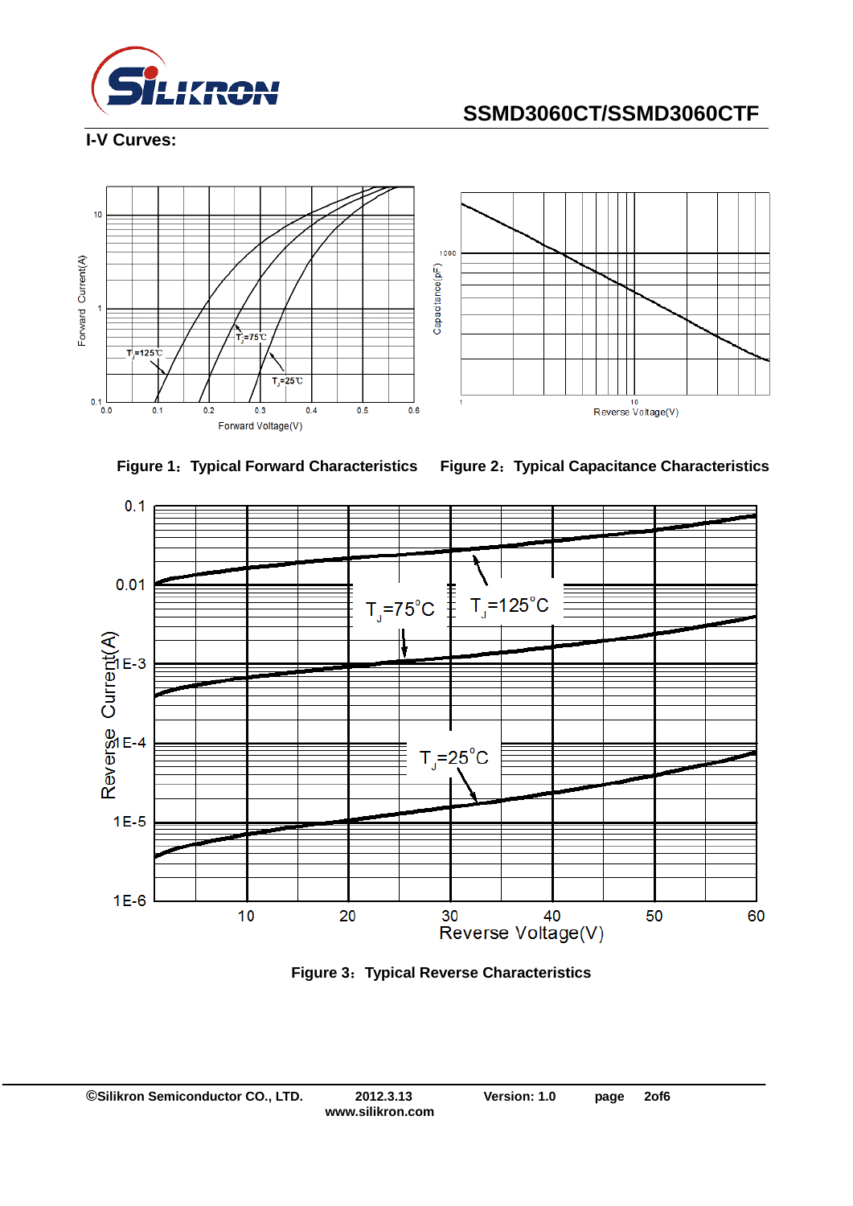## I-V Curves:

Figure 1：Typical Forward Characteristics

Figure 2：Typical Capacitance Characteristics

Figure 3：Typical Reverse Characteristics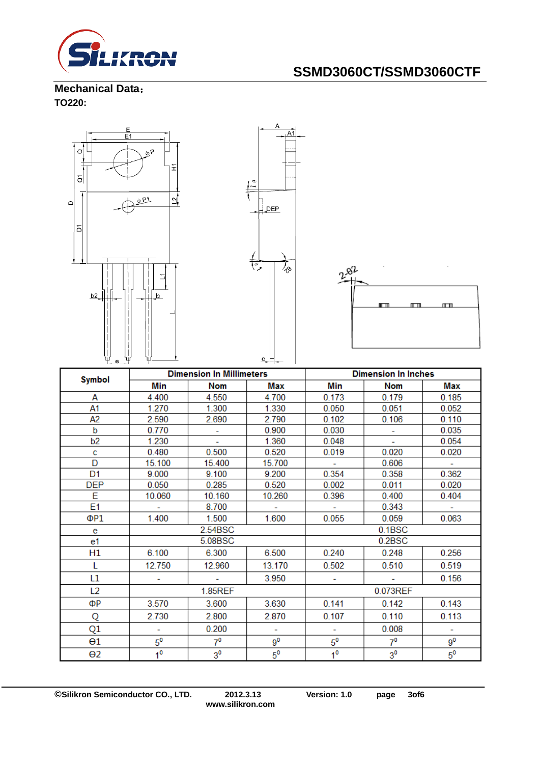## Mechanical Data：

**TO220:**

| Symbol | Dimension In Millimeters | | | Dimension In Inches | | |
|---|---|---|---|---|---|---|
| | Min | Nom | Max | Min | Nom | Max |
| A | 4.400 | 4.550 | 4.700 | 0.173 | 0.179 | 0.185 |
| A1 | 1.270 | 1.300 | 1.330 | 0.050 | 0.051 | 0.052 |
| A2 | 2.590 | 2.690 | 2.790 | 0.102 | 0.106 | 0.110 |
| b | 0.770 | - | 0.900 | 0.030 | - | 0.035 |
| b2 | 1.230 | - | 1.360 | 0.048 | - | 0.054 |
| c | 0.480 | 0.500 | 0.520 | 0.019 | 0.020 | 0.020 |
| D | 15.100 | 15.400 | 15.700 | - | 0.606 | - |
| D1 | 9.000 | 9.100 | 9.200 | 0.354 | 0.358 | 0.362 |
| DEP | 0.050 | 0.285 | 0.520 | 0.002 | 0.011 | 0.020 |
| E | 10.060 | 10.160 | 10.260 | 0.396 | 0.400 | 0.404 |
| E1 | - | 8.700 | - | - | 0.343 | - |
| ΦP1 | 1.400 | 1.500 | 1.600 | 0.055 | 0.059 | 0.063 |
| e | | 2.54BSC | | | 0.1BSC | |
| e1 | | 5.08BSC | | | 0.2BSC | |
| H1 | 6.100 | 6.300 | 6.500 | 0.240 | 0.248 | 0.256 |
| L | 12.750 | 12.960 | 13.170 | 0.502 | 0.510 | 0.519 |
| L1 | - | - | 3.950 | - | - | 0.156 |
| L2 | | 1.85REF | | | 0.073REF | |
| ΦP | 3.570 | 3.600 | 3.630 | 0.141 | 0.142 | 0.143 |
| Q | 2.730 | 2.800 | 2.870 | 0.107 | 0.110 | 0.113 |
| Q1 | - | 0.200 | - | - | 0.008 | - |
| Θ1 | $5^0$ | $7^0$ | $9^0$ | $5^0$ | $7^0$ | $9^0$ |
| Θ2 | $1^0$ | $3^0$ | $5^0$ | $1^0$ | $3^0$ | $5^0$ |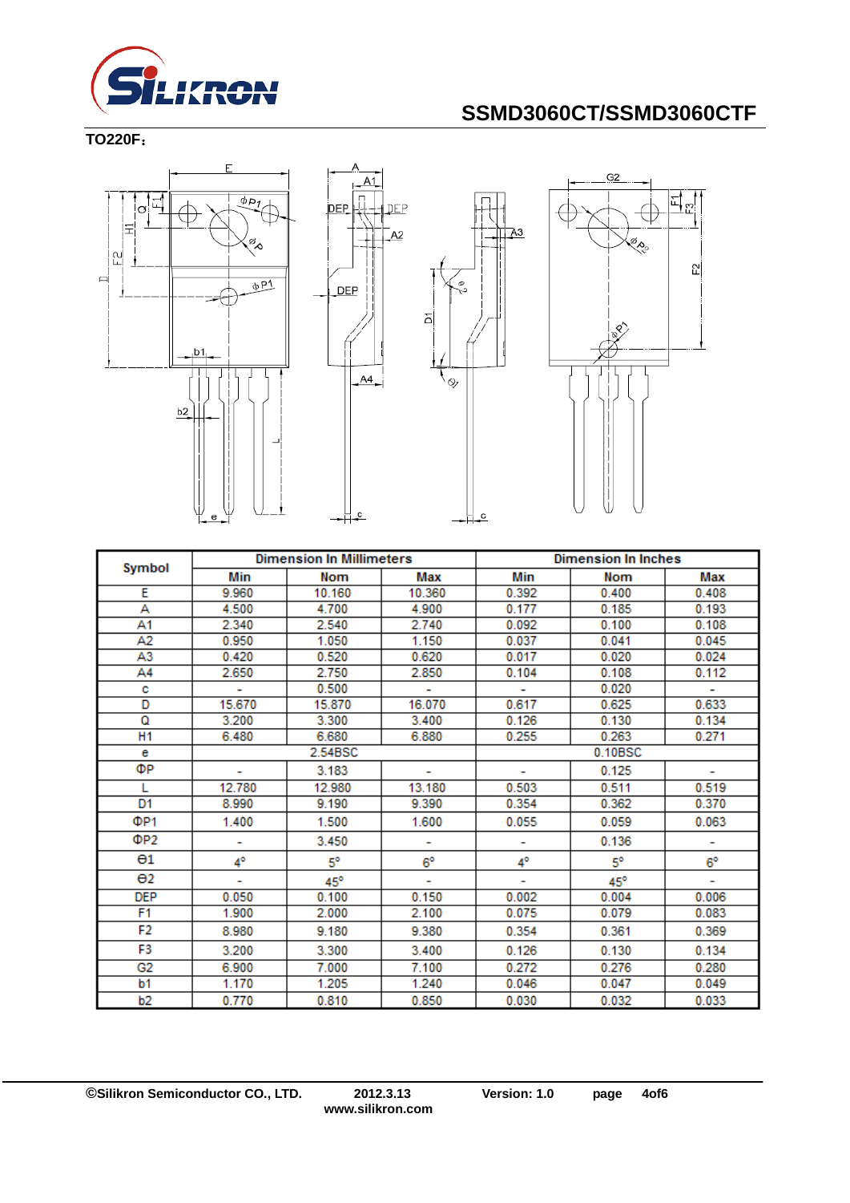**TO220F：**

| Symbol | Dimension In Millimeters | | | Dimension In Inches | | |
|---|---|---|---|---|---|---|
| | Min | Nom | Max | Min | Nom | Max |
| E | 9.960 | 10.160 | 10.360 | 0.392 | 0.400 | 0.408 |
| A | 4.500 | 4.700 | 4.900 | 0.177 | 0.185 | 0.193 |
| A1 | 2.340 | 2.540 | 2.740 | 0.092 | 0.100 | 0.108 |
| A2 | 0.950 | 1.050 | 1.150 | 0.037 | 0.041 | 0.045 |
| A3 | 0.420 | 0.520 | 0.620 | 0.017 | 0.020 | 0.024 |
| A4 | 2.650 | 2.750 | 2.850 | 0.104 | 0.108 | 0.112 |
| c | - | 0.500 | - | - | 0.020 | - |
| D | 15.670 | 15.870 | 16.070 | 0.617 | 0.625 | 0.633 |
| Q | 3.200 | 3.300 | 3.400 | 0.126 | 0.130 | 0.134 |
| H1 | 6.480 | 6.680 | 6.880 | 0.255 | 0.263 | 0.271 |
| e | 2.54BSC | | | 0.10BSC | | |
| ΦP | - | 3.183 | - | - | 0.125 | - |
| L | 12.780 | 12.980 | 13.180 | 0.503 | 0.511 | 0.519 |
| D1 | 8.990 | 9.190 | 9.390 | 0.354 | 0.362 | 0.370 |
| ΦP1 | 1.400 | 1.500 | 1.600 | 0.055 | 0.059 | 0.063 |
| ΦP2 | - | 3.450 | - | - | 0.136 | - |
| θ1 | 4° | 5° | 6° | 4° | 5° | 6° |
| θ2 | - | 45° | - | - | 45° | - |
| DEP | 0.050 | 0.100 | 0.150 | 0.002 | 0.004 | 0.006 |
| F1 | 1.900 | 2.000 | 2.100 | 0.075 | 0.079 | 0.083 |
| F2 | 8.980 | 9.180 | 9.380 | 0.354 | 0.361 | 0.369 |
| F3 | 3.200 | 3.300 | 3.400 | 0.126 | 0.130 | 0.134 |
| G2 | 6.900 | 7.000 | 7.100 | 0.272 | 0.276 | 0.280 |
| b1 | 1.170 | 1.205 | 1.240 | 0.046 | 0.047 | 0.049 |
| b2 | 0.770 | 0.810 | 0.850 | 0.030 | 0.032 | 0.033 |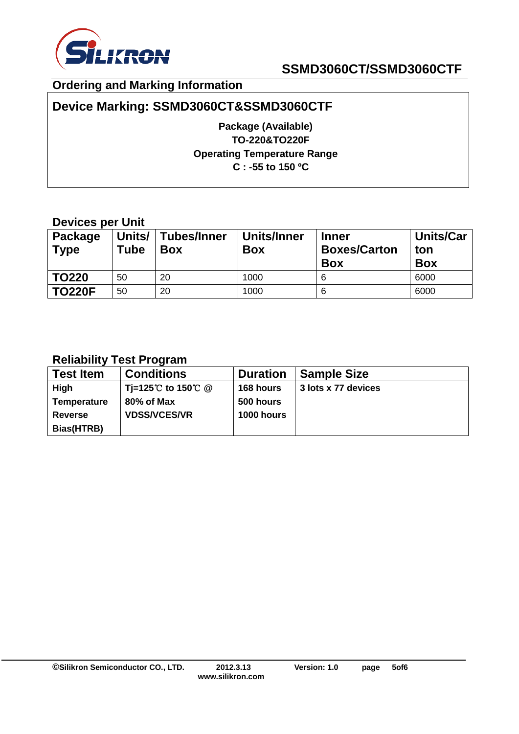## Ordering and Marking Information

**Device Marking: SSMD3060CT&SSMD3060CTF**

**Package (Available)**
**TO-220&TO220F**
**Operating Temperature Range**
**C : -55 to 150 ºC**

### Devices per Unit

| Package Type | Units/ Tube | Tubes/Inner Box | Units/Inner Box | Inner Boxes/Carton Box | Units/Carton Box |
|---|---|---|---|---|---|
| **TO220** | 50 | 20 | 1000 | 6 | 6000 |
| **TO220F** | 50 | 20 | 1000 | 6 | 6000 |

### Reliability Test Program

| Test Item | Conditions | Duration | Sample Size |
|---|---|---|---|
| **High Temperature Reverse Bias(HTRB)** | **Tj=125℃ to 150℃ @ 80% of Max VDSS/VCES/VR** | **168 hours**<br>**500 hours**<br>**1000 hours** | **3 lots x 77 devices** |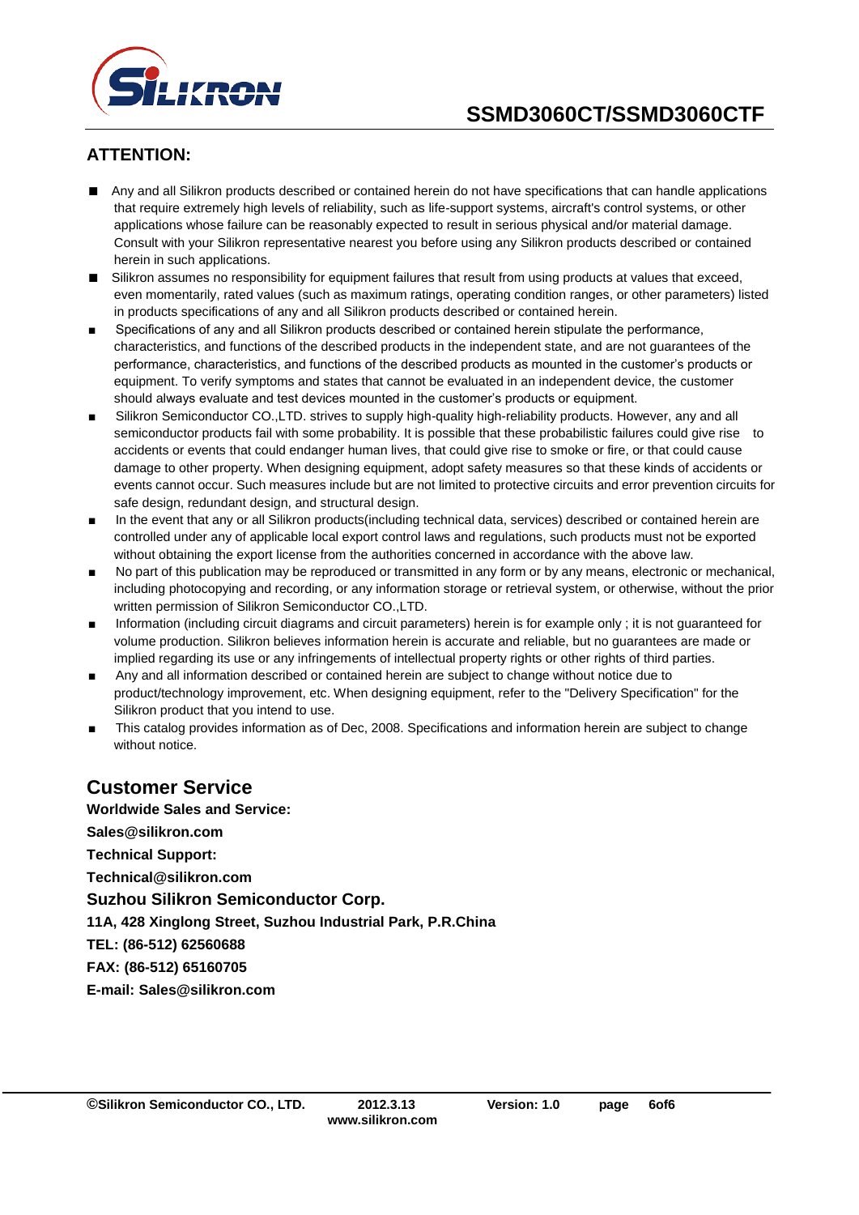## ATTENTION:

- Any and all Silikron products described or contained herein do not have specifications that can handle applications that require extremely high levels of reliability, such as life-support systems, aircraft's control systems, or other applications whose failure can be reasonably expected to result in serious physical and/or material damage. Consult with your Silikron representative nearest you before using any Silikron products described or contained herein in such applications.
- Silikron assumes no responsibility for equipment failures that result from using products at values that exceed, even momentarily, rated values (such as maximum ratings, operating condition ranges, or other parameters) listed in products specifications of any and all Silikron products described or contained herein.
- Specifications of any and all Silikron products described or contained herein stipulate the performance, characteristics, and functions of the described products in the independent state, and are not guarantees of the performance, characteristics, and functions of the described products as mounted in the customer's products or equipment. To verify symptoms and states that cannot be evaluated in an independent device, the customer should always evaluate and test devices mounted in the customer's products or equipment.
- Silikron Semiconductor CO.,LTD. strives to supply high-quality high-reliability products. However, any and all semiconductor products fail with some probability. It is possible that these probabilistic failures could give rise to accidents or events that could endanger human lives, that could give rise to smoke or fire, or that could cause damage to other property. When designing equipment, adopt safety measures so that these kinds of accidents or events cannot occur. Such measures include but are not limited to protective circuits and error prevention circuits for safe design, redundant design, and structural design.
- In the event that any or all Silikron products(including technical data, services) described or contained herein are controlled under any of applicable local export control laws and regulations, such products must not be exported without obtaining the export license from the authorities concerned in accordance with the above law.
- No part of this publication may be reproduced or transmitted in any form or by any means, electronic or mechanical, including photocopying and recording, or any information storage or retrieval system, or otherwise, without the prior written permission of Silikron Semiconductor CO.,LTD.
- Information (including circuit diagrams and circuit parameters) herein is for example only ; it is not guaranteed for volume production. Silikron believes information herein is accurate and reliable, but no guarantees are made or implied regarding its use or any infringements of intellectual property rights or other rights of third parties.
- Any and all information described or contained herein are subject to change without notice due to product/technology improvement, etc. When designing equipment, refer to the "Delivery Specification" for the Silikron product that you intend to use.
- This catalog provides information as of Dec, 2008. Specifications and information herein are subject to change without notice.

## Customer Service

**Worldwide Sales and Service:**

**Sales@silikron.com**

**Technical Support:**

**Technical@silikron.com**

### Suzhou Silikron Semiconductor Corp.

**11A, 428 Xinglong Street, Suzhou Industrial Park, P.R.China**

**TEL: (86-512) 62560688**

**FAX: (86-512) 65160705**

**E-mail: Sales@silikron.com**